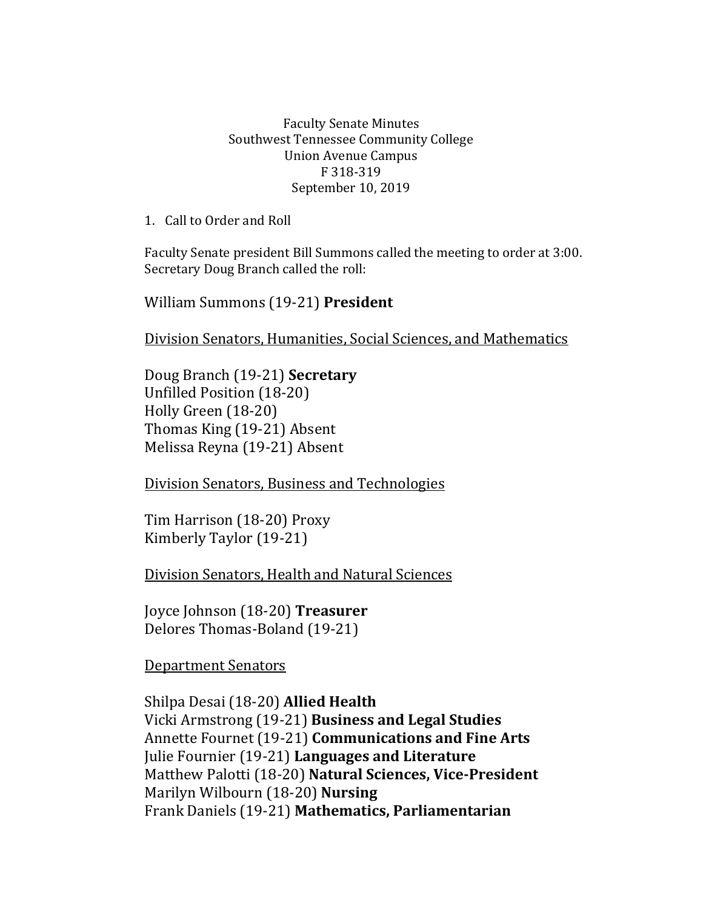Faculty Senate Minutes
Southwest Tennessee Community College
Union Avenue Campus
F 318-319
September 10, 2019

1. Call to Order and Roll

Faculty Senate president Bill Summons called the meeting to order at 3:00. Secretary Doug Branch called the roll:

William Summons (19-21) **President**

<u>Division Senators, Humanities, Social Sciences, and Mathematics</u>

Doug Branch (19-21) **Secretary**
Unfilled Position (18-20)
Holly Green (18-20)
Thomas King (19-21) Absent
Melissa Reyna (19-21) Absent

<u>Division Senators, Business and Technologies</u>

Tim Harrison (18-20) Proxy
Kimberly Taylor (19-21)

<u>Division Senators, Health and Natural Sciences</u>

Joyce Johnson (18-20) **Treasurer**
Delores Thomas-Boland (19-21)

<u>Department Senators</u>

Shilpa Desai (18-20) **Allied Health**
Vicki Armstrong (19-21) **Business and Legal Studies**
Annette Fournet (19-21) **Communications and Fine Arts**
Julie Fournier (19-21) **Languages and Literature**
Matthew Palotti (18-20) **Natural Sciences, Vice-President**
Marilyn Wilbourn (18-20) **Nursing**
Frank Daniels (19-21) **Mathematics, Parliamentarian**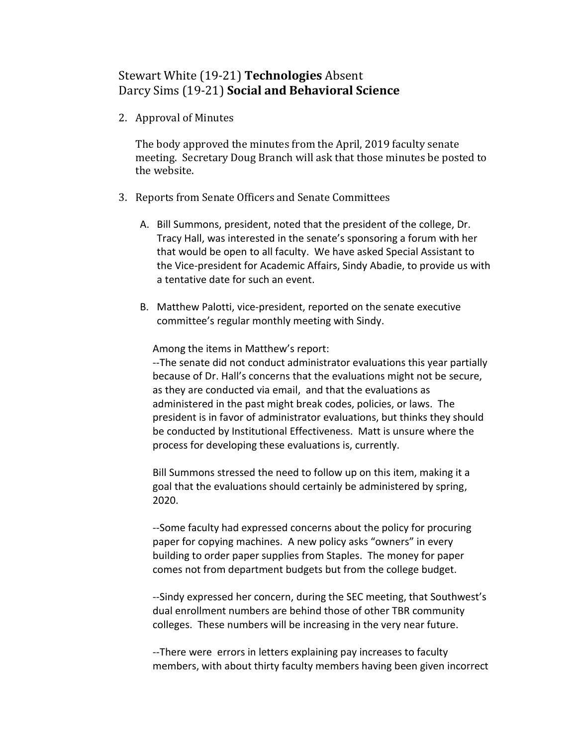Stewart White (19-21) **Technologies** Absent
Darcy Sims (19-21) **Social and Behavioral Science**

2. Approval of Minutes

   The body approved the minutes from the April, 2019 faculty senate meeting. Secretary Doug Branch will ask that those minutes be posted to the website.

3. Reports from Senate Officers and Senate Committees

   A. Bill Summons, president, noted that the president of the college, Dr. Tracy Hall, was interested in the senate's sponsoring a forum with her that would be open to all faculty. We have asked Special Assistant to the Vice-president for Academic Affairs, Sindy Abadie, to provide us with a tentative date for such an event.

   B. Matthew Palotti, vice-president, reported on the senate executive committee's regular monthly meeting with Sindy.

      Among the items in Matthew's report:
      --The senate did not conduct administrator evaluations this year partially because of Dr. Hall's concerns that the evaluations might not be secure, as they are conducted via email, and that the evaluations as administered in the past might break codes, policies, or laws. The president is in favor of administrator evaluations, but thinks they should be conducted by Institutional Effectiveness. Matt is unsure where the process for developing these evaluations is, currently.

      Bill Summons stressed the need to follow up on this item, making it a goal that the evaluations should certainly be administered by spring, 2020.

      --Some faculty had expressed concerns about the policy for procuring paper for copying machines. A new policy asks "owners" in every building to order paper supplies from Staples. The money for paper comes not from department budgets but from the college budget.

      --Sindy expressed her concern, during the SEC meeting, that Southwest's dual enrollment numbers are behind those of other TBR community colleges. These numbers will be increasing in the very near future.

      --There were errors in letters explaining pay increases to faculty members, with about thirty faculty members having been given incorrect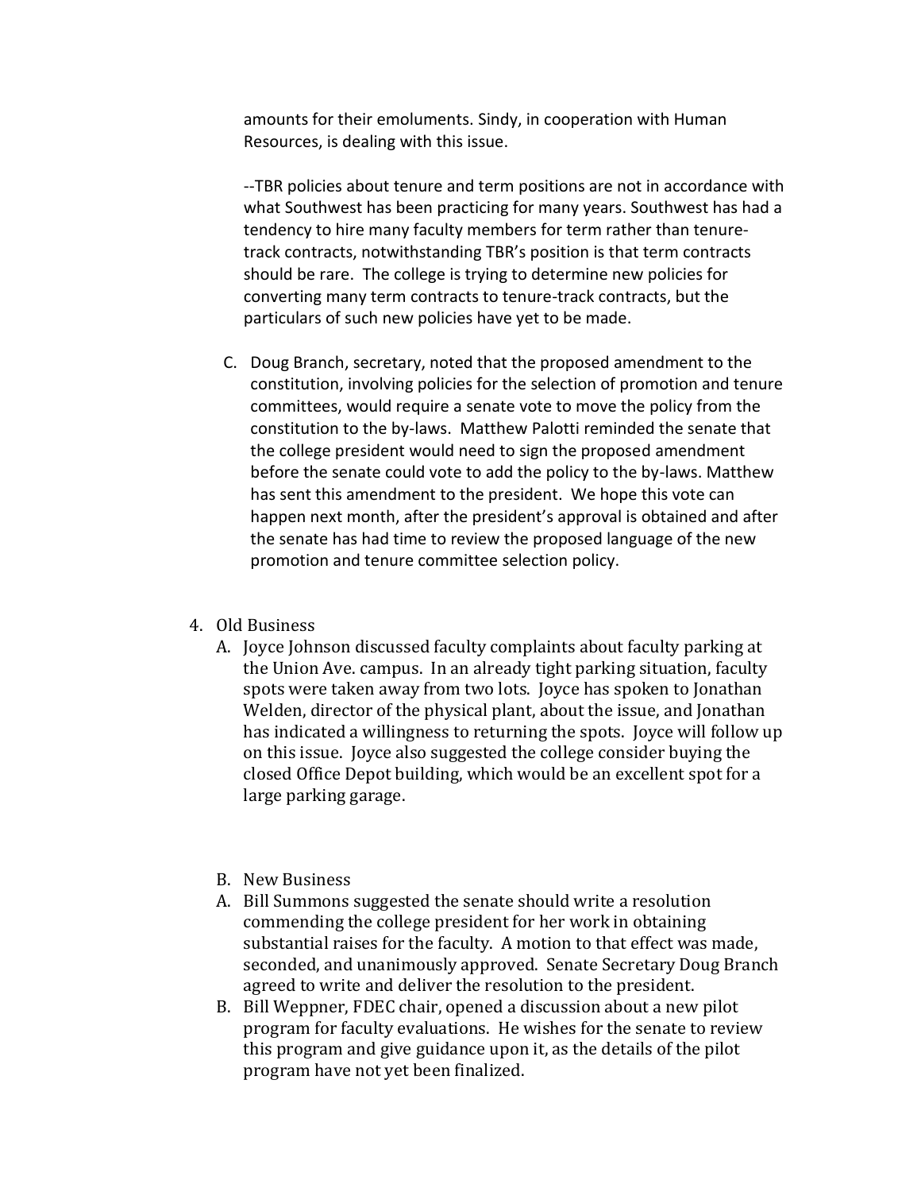amounts for their emoluments. Sindy, in cooperation with Human Resources, is dealing with this issue.

--TBR policies about tenure and term positions are not in accordance with what Southwest has been practicing for many years. Southwest has had a tendency to hire many faculty members for term rather than tenure-track contracts, notwithstanding TBR's position is that term contracts should be rare. The college is trying to determine new policies for converting many term contracts to tenure-track contracts, but the particulars of such new policies have yet to be made.

C. Doug Branch, secretary, noted that the proposed amendment to the constitution, involving policies for the selection of promotion and tenure committees, would require a senate vote to move the policy from the constitution to the by-laws. Matthew Palotti reminded the senate that the college president would need to sign the proposed amendment before the senate could vote to add the policy to the by-laws. Matthew has sent this amendment to the president. We hope this vote can happen next month, after the president's approval is obtained and after the senate has had time to review the proposed language of the new promotion and tenure committee selection policy.

4. Old Business
   A. Joyce Johnson discussed faculty complaints about faculty parking at the Union Ave. campus. In an already tight parking situation, faculty spots were taken away from two lots. Joyce has spoken to Jonathan Welden, director of the physical plant, about the issue, and Jonathan has indicated a willingness to returning the spots. Joyce will follow up on this issue. Joyce also suggested the college consider buying the closed Office Depot building, which would be an excellent spot for a large parking garage.

   B. New Business
   A. Bill Summons suggested the senate should write a resolution commending the college president for her work in obtaining substantial raises for the faculty. A motion to that effect was made, seconded, and unanimously approved. Senate Secretary Doug Branch agreed to write and deliver the resolution to the president.
   B. Bill Weppner, FDEC chair, opened a discussion about a new pilot program for faculty evaluations. He wishes for the senate to review this program and give guidance upon it, as the details of the pilot program have not yet been finalized.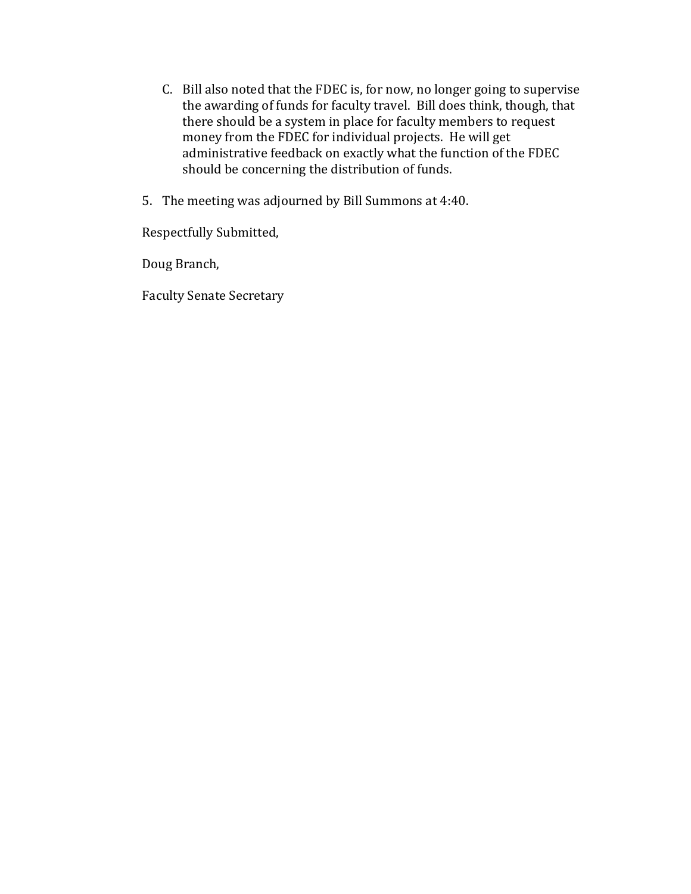C. Bill also noted that the FDEC is, for now, no longer going to supervise the awarding of funds for faculty travel. Bill does think, though, that there should be a system in place for faculty members to request money from the FDEC for individual projects. He will get administrative feedback on exactly what the function of the FDEC should be concerning the distribution of funds.

5. The meeting was adjourned by Bill Summons at 4:40.

Respectfully Submitted,

Doug Branch,

Faculty Senate Secretary